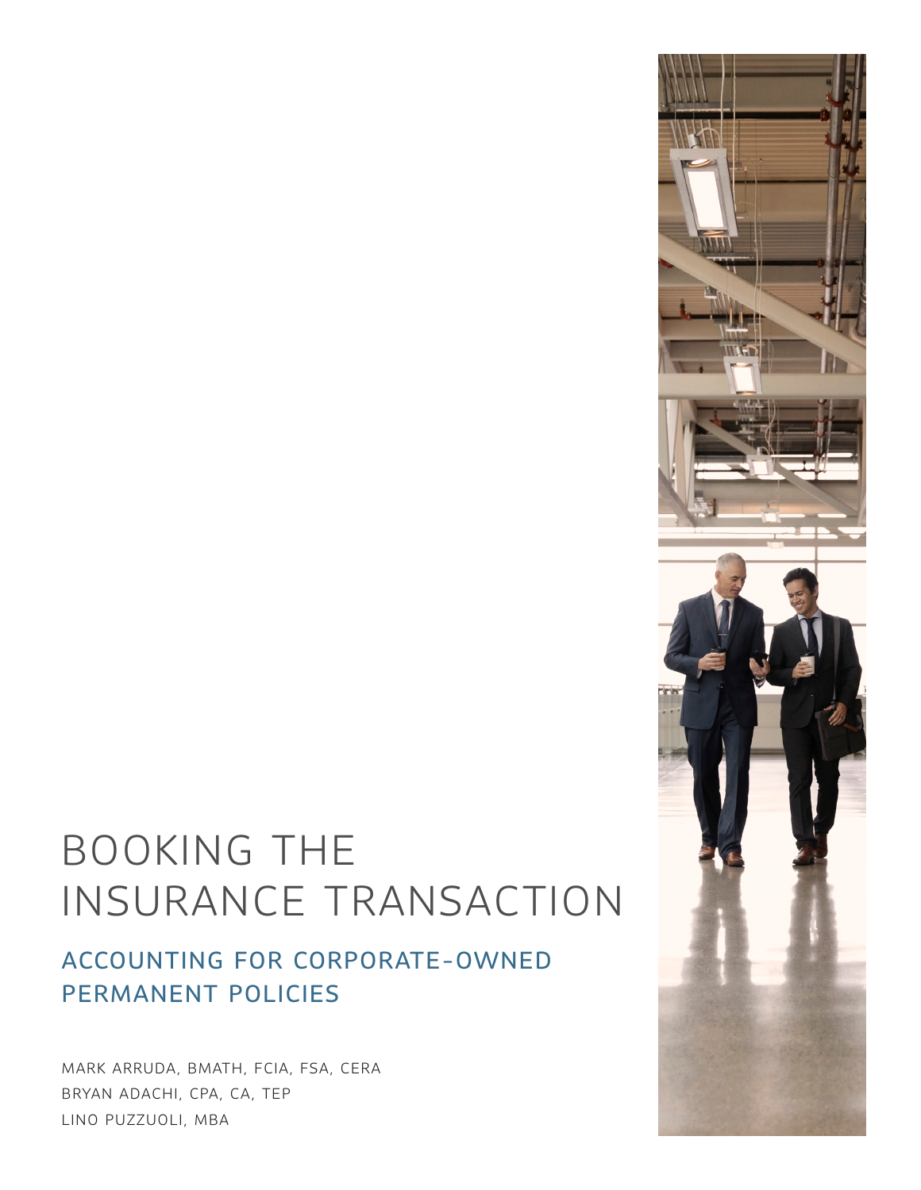# BOOKING THE INSURANCE TRANSACTION

## ACCOUNTING FOR CORPORATE-OWNED PERMANENT POLICIES

MARK ARRUDA, BMATH, FCIA, FSA, CERA

BRYAN ADACHI, CPA, CA, TEP

LINO PUZZUOLI, MBA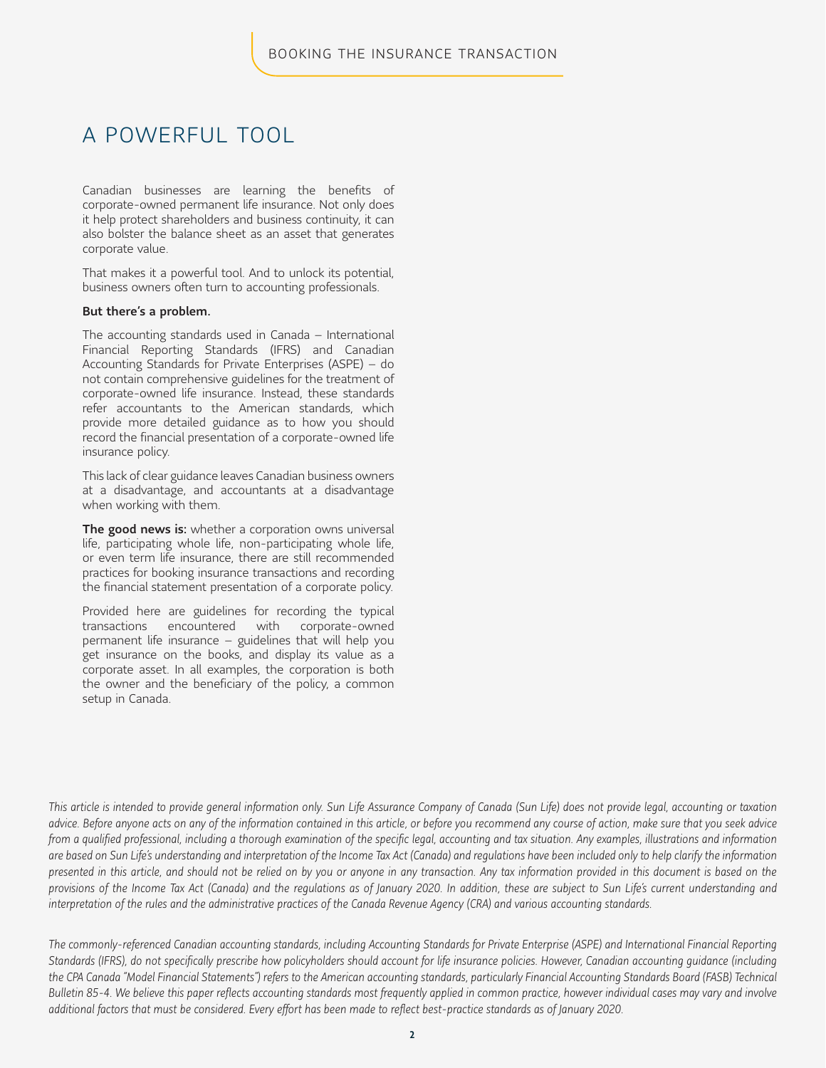# A POWERFUL TOOL

Canadian businesses are learning the benefits of corporate-owned permanent life insurance. Not only does it help protect shareholders and business continuity, it can also bolster the balance sheet as an asset that generates corporate value.

That makes it a powerful tool. And to unlock its potential, business owners often turn to accounting professionals.

**But there's a problem.**

The accounting standards used in Canada – International Financial Reporting Standards (IFRS) and Canadian Accounting Standards for Private Enterprises (ASPE) – do not contain comprehensive guidelines for the treatment of corporate-owned life insurance. Instead, these standards refer accountants to the American standards, which provide more detailed guidance as to how you should record the financial presentation of a corporate-owned life insurance policy.

This lack of clear guidance leaves Canadian business owners at a disadvantage, and accountants at a disadvantage when working with them.

**The good news is:** whether a corporation owns universal life, participating whole life, non-participating whole life, or even term life insurance, there are still recommended practices for booking insurance transactions and recording the financial statement presentation of a corporate policy.

Provided here are guidelines for recording the typical transactions encountered with corporate-owned permanent life insurance – guidelines that will help you get insurance on the books, and display its value as a corporate asset. In all examples, the corporation is both the owner and the beneficiary of the policy, a common setup in Canada.

*This article is intended to provide general information only. Sun Life Assurance Company of Canada (Sun Life) does not provide legal, accounting or taxation advice. Before anyone acts on any of the information contained in this article, or before you recommend any course of action, make sure that you seek advice from a qualified professional, including a thorough examination of the specific legal, accounting and tax situation. Any examples, illustrations and information are based on Sun Life's understanding and interpretation of the Income Tax Act (Canada) and regulations have been included only to help clarify the information presented in this article, and should not be relied on by you or anyone in any transaction. Any tax information provided in this document is based on the provisions of the Income Tax Act (Canada) and the regulations as of January 2020. In addition, these are subject to Sun Life's current understanding and interpretation of the rules and the administrative practices of the Canada Revenue Agency (CRA) and various accounting standards.*

*The commonly-referenced Canadian accounting standards, including Accounting Standards for Private Enterprise (ASPE) and International Financial Reporting Standards (IFRS), do not specifically prescribe how policyholders should account for life insurance policies. However, Canadian accounting guidance (including the CPA Canada "Model Financial Statements") refers to the American accounting standards, particularly Financial Accounting Standards Board (FASB) Technical Bulletin 85-4. We believe this paper reflects accounting standards most frequently applied in common practice, however individual cases may vary and involve additional factors that must be considered. Every effort has been made to reflect best-practice standards as of January 2020.*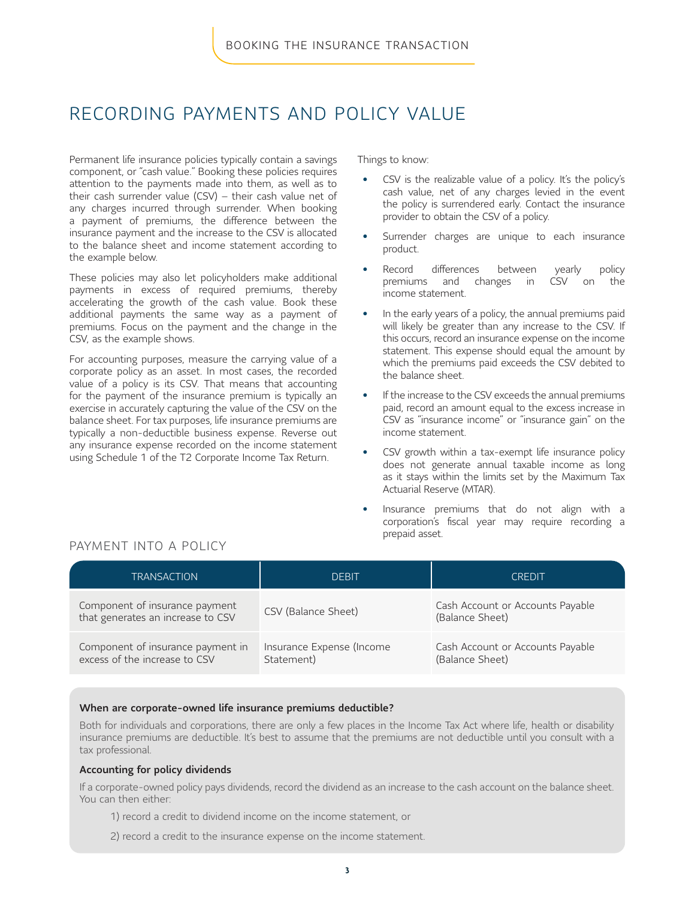# RECORDING PAYMENTS AND POLICY VALUE

Permanent life insurance policies typically contain a savings component, or "cash value." Booking these policies requires attention to the payments made into them, as well as to their cash surrender value (CSV) – their cash value net of any charges incurred through surrender. When booking a payment of premiums, the difference between the insurance payment and the increase to the CSV is allocated to the balance sheet and income statement according to the example below.

These policies may also let policyholders make additional payments in excess of required premiums, thereby accelerating the growth of the cash value. Book these additional payments the same way as a payment of premiums. Focus on the payment and the change in the CSV, as the example shows.

For accounting purposes, measure the carrying value of a corporate policy as an asset. In most cases, the recorded value of a policy is its CSV. That means that accounting for the payment of the insurance premium is typically an exercise in accurately capturing the value of the CSV on the balance sheet. For tax purposes, life insurance premiums are typically a non-deductible business expense. Reverse out any insurance expense recorded on the income statement using Schedule 1 of the T2 Corporate Income Tax Return.

Things to know:

- CSV is the realizable value of a policy. It's the policy's cash value, net of any charges levied in the event the policy is surrendered early. Contact the insurance provider to obtain the CSV of a policy.
- Surrender charges are unique to each insurance product.
- Record differences between yearly policy premiums and changes in CSV on the income statement.
- In the early years of a policy, the annual premiums paid will likely be greater than any increase to the CSV. If this occurs, record an insurance expense on the income statement. This expense should equal the amount by which the premiums paid exceeds the CSV debited to the balance sheet.
- If the increase to the CSV exceeds the annual premiums paid, record an amount equal to the excess increase in CSV as "insurance income" or "insurance gain" on the income statement.
- CSV growth within a tax-exempt life insurance policy does not generate annual taxable income as long as it stays within the limits set by the Maximum Tax Actuarial Reserve (MTAR).
- Insurance premiums that do not align with a corporation's fiscal year may require recording a prepaid asset.

## PAYMENT INTO A POLICY

| TRANSACTION | DEBIT | CREDIT |
|---|---|---|
| Component of insurance payment that generates an increase to CSV | CSV (Balance Sheet) | Cash Account or Accounts Payable (Balance Sheet) |
| Component of insurance payment in excess of the increase to CSV | Insurance Expense (Income Statement) | Cash Account or Accounts Payable (Balance Sheet) |

**When are corporate-owned life insurance premiums deductible?**

Both for individuals and corporations, there are only a few places in the Income Tax Act where life, health or disability insurance premiums are deductible. It's best to assume that the premiums are not deductible until you consult with a tax professional.

**Accounting for policy dividends**

If a corporate-owned policy pays dividends, record the dividend as an increase to the cash account on the balance sheet. You can then either:

1) record a credit to dividend income on the income statement, or

2) record a credit to the insurance expense on the income statement.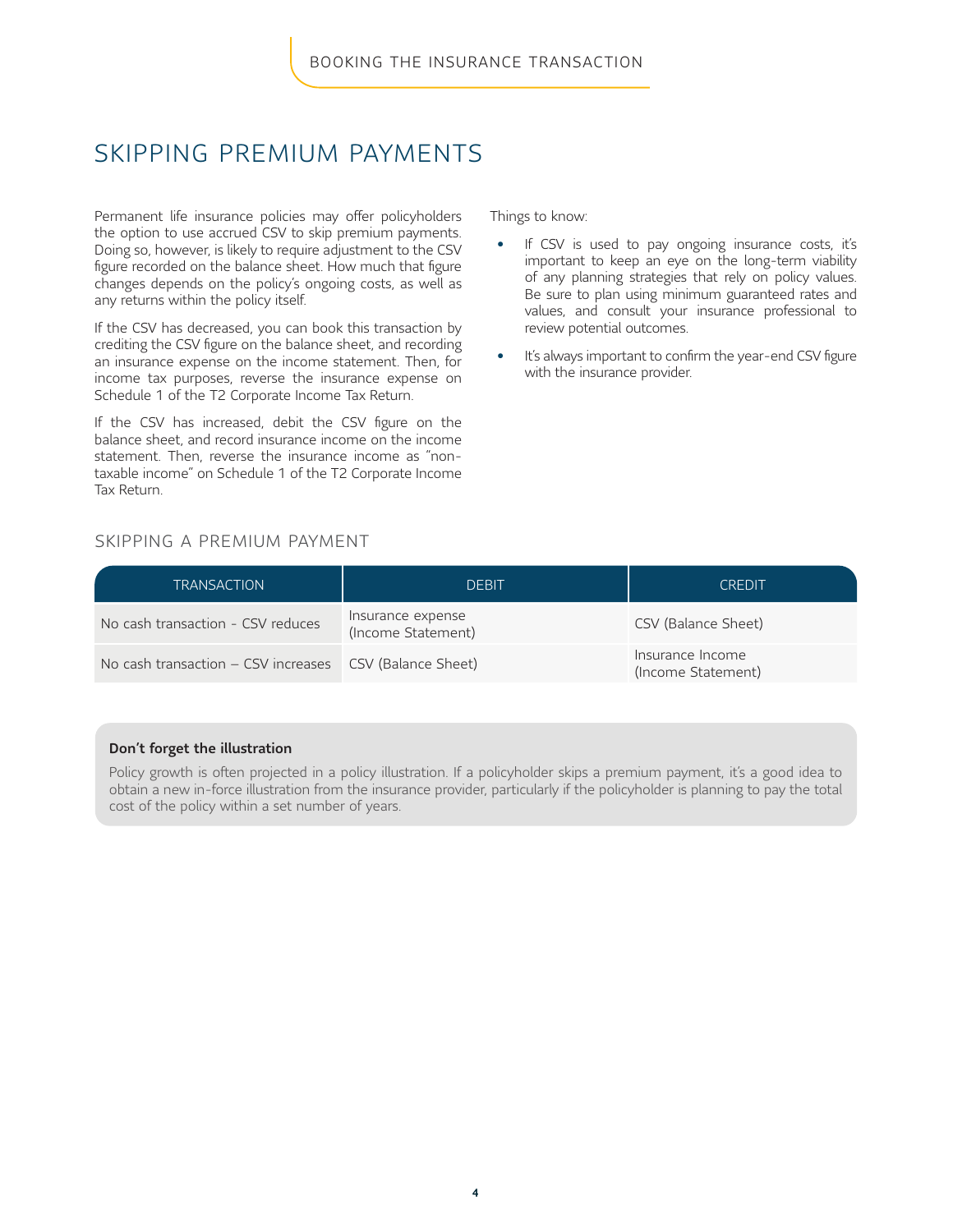# SKIPPING PREMIUM PAYMENTS

Permanent life insurance policies may offer policyholders the option to use accrued CSV to skip premium payments. Doing so, however, is likely to require adjustment to the CSV figure recorded on the balance sheet. How much that figure changes depends on the policy's ongoing costs, as well as any returns within the policy itself.

If the CSV has decreased, you can book this transaction by crediting the CSV figure on the balance sheet, and recording an insurance expense on the income statement. Then, for income tax purposes, reverse the insurance expense on Schedule 1 of the T2 Corporate Income Tax Return.

If the CSV has increased, debit the CSV figure on the balance sheet, and record insurance income on the income statement. Then, reverse the insurance income as "non-taxable income" on Schedule 1 of the T2 Corporate Income Tax Return.

Things to know:

- If CSV is used to pay ongoing insurance costs, it's important to keep an eye on the long-term viability of any planning strategies that rely on policy values. Be sure to plan using minimum guaranteed rates and values, and consult your insurance professional to review potential outcomes.
- It's always important to confirm the year-end CSV figure with the insurance provider.

## SKIPPING A PREMIUM PAYMENT

| TRANSACTION | DEBIT | CREDIT |
|---|---|---|
| No cash transaction - CSV reduces | Insurance expense (Income Statement) | CSV (Balance Sheet) |
| No cash transaction – CSV increases | CSV (Balance Sheet) | Insurance Income (Income Statement) |

**Don't forget the illustration**

Policy growth is often projected in a policy illustration. If a policyholder skips a premium payment, it's a good idea to obtain a new in-force illustration from the insurance provider, particularly if the policyholder is planning to pay the total cost of the policy within a set number of years.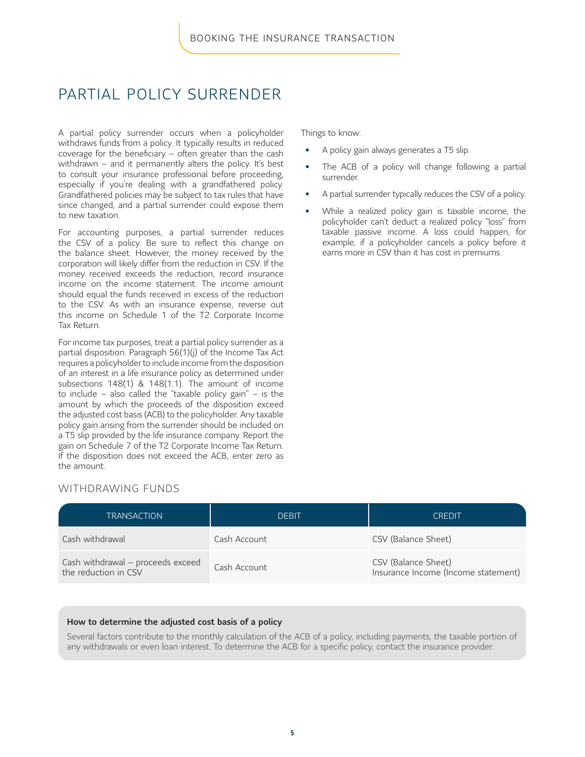# PARTIAL POLICY SURRENDER

A partial policy surrender occurs when a policyholder withdraws funds from a policy. It typically results in reduced coverage for the beneficiary – often greater than the cash withdrawn – and it permanently alters the policy. It's best to consult your insurance professional before proceeding, especially if you're dealing with a grandfathered policy. Grandfathered policies may be subject to tax rules that have since changed, and a partial surrender could expose them to new taxation.

For accounting purposes, a partial surrender reduces the CSV of a policy. Be sure to reflect this change on the balance sheet. However, the money received by the corporation will likely differ from the reduction in CSV. If the money received exceeds the reduction, record insurance income on the income statement. The income amount should equal the funds received in excess of the reduction to the CSV. As with an insurance expense, reverse out this income on Schedule 1 of the T2 Corporate Income Tax Return.

For income tax purposes, treat a partial policy surrender as a partial disposition. Paragraph 56(1)(j) of the Income Tax Act requires a policyholder to include income from the disposition of an interest in a life insurance policy as determined under subsections 148(1) & 148(1.1). The amount of income to include – also called the "taxable policy gain" – is the amount by which the proceeds of the disposition exceed the adjusted cost basis (ACB) to the policyholder. Any taxable policy gain arising from the surrender should be included on a T5 slip provided by the life insurance company. Report the gain on Schedule 7 of the T2 Corporate Income Tax Return. If the disposition does not exceed the ACB, enter zero as the amount.

Things to know:

- A policy gain always generates a T5 slip.
- The ACB of a policy will change following a partial surrender.
- A partial surrender typically reduces the CSV of a policy.
- While a realized policy gain is taxable income, the policyholder can't deduct a realized policy "loss" from taxable passive income. A loss could happen, for example, if a policyholder cancels a policy before it earns more in CSV than it has cost in premiums.

## WITHDRAWING FUNDS

| TRANSACTION | DEBIT | CREDIT |
|---|---|---|
| Cash withdrawal | Cash Account | CSV (Balance Sheet) |
| Cash withdrawal – proceeds exceed the reduction in CSV | Cash Account | CSV (Balance Sheet)<br>Insurance Income (Income statement) |

**How to determine the adjusted cost basis of a policy**

Several factors contribute to the monthly calculation of the ACB of a policy, including payments, the taxable portion of any withdrawals or even loan interest. To determine the ACB for a specific policy, contact the insurance provider.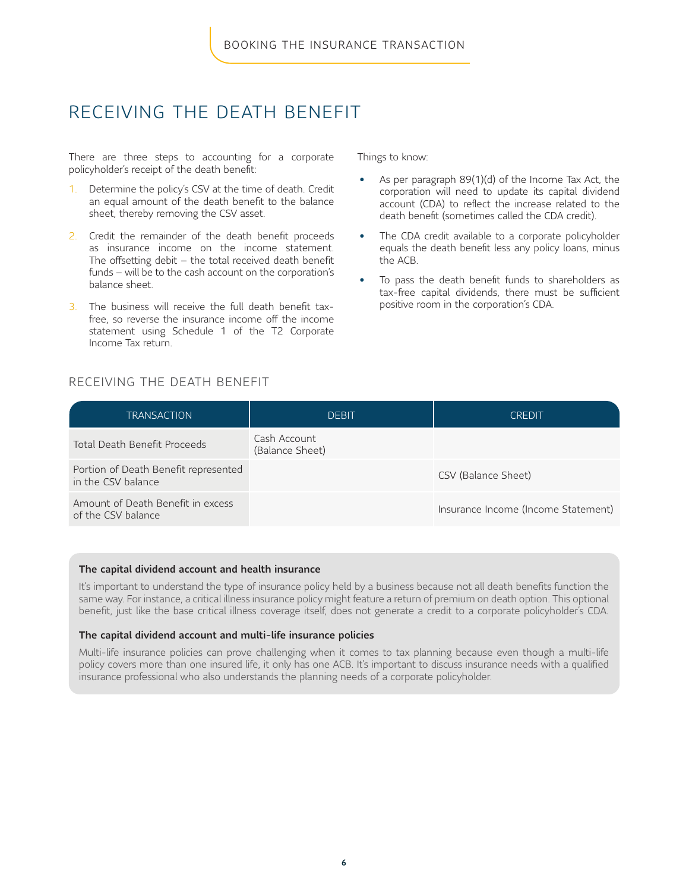# RECEIVING THE DEATH BENEFIT

There are three steps to accounting for a corporate policyholder's receipt of the death benefit:

1. Determine the policy's CSV at the time of death. Credit an equal amount of the death benefit to the balance sheet, thereby removing the CSV asset.
2. Credit the remainder of the death benefit proceeds as insurance income on the income statement. The offsetting debit – the total received death benefit funds – will be to the cash account on the corporation's balance sheet.
3. The business will receive the full death benefit tax-free, so reverse the insurance income off the income statement using Schedule 1 of the T2 Corporate Income Tax return.

Things to know:

- As per paragraph 89(1)(d) of the Income Tax Act, the corporation will need to update its capital dividend account (CDA) to reflect the increase related to the death benefit (sometimes called the CDA credit).
- The CDA credit available to a corporate policyholder equals the death benefit less any policy loans, minus the ACB.
- To pass the death benefit funds to shareholders as tax-free capital dividends, there must be sufficient positive room in the corporation's CDA.

## RECEIVING THE DEATH BENEFIT

| TRANSACTION | DEBIT | CREDIT |
| --- | --- | --- |
| Total Death Benefit Proceeds | Cash Account (Balance Sheet) | |
| Portion of Death Benefit represented in the CSV balance | | CSV (Balance Sheet) |
| Amount of Death Benefit in excess of the CSV balance | | Insurance Income (Income Statement) |

**The capital dividend account and health insurance**

It's important to understand the type of insurance policy held by a business because not all death benefits function the same way. For instance, a critical illness insurance policy might feature a return of premium on death option. This optional benefit, just like the base critical illness coverage itself, does not generate a credit to a corporate policyholder's CDA.

**The capital dividend account and multi-life insurance policies**

Multi-life insurance policies can prove challenging when it comes to tax planning because even though a multi-life policy covers more than one insured life, it only has one ACB. It's important to discuss insurance needs with a qualified insurance professional who also understands the planning needs of a corporate policyholder.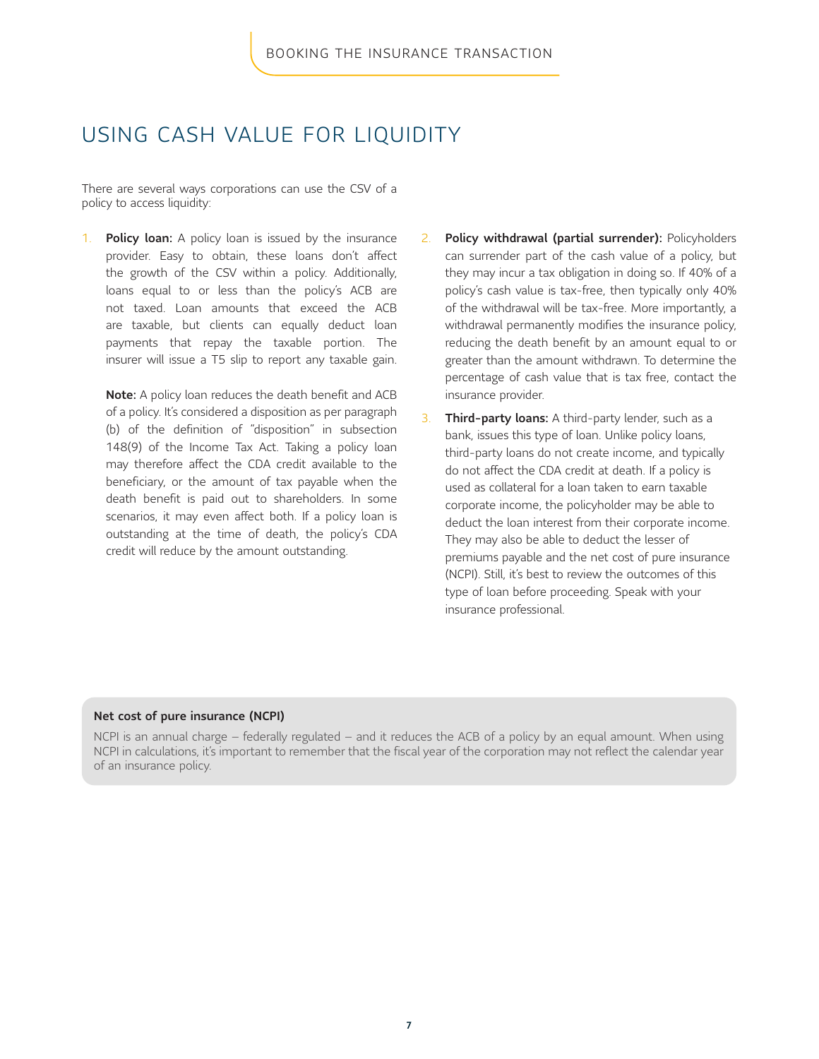# USING CASH VALUE FOR LIQUIDITY

There are several ways corporations can use the CSV of a policy to access liquidity:

1. **Policy loan:** A policy loan is issued by the insurance provider. Easy to obtain, these loans don't affect the growth of the CSV within a policy. Additionally, loans equal to or less than the policy's ACB are not taxed. Loan amounts that exceed the ACB are taxable, but clients can equally deduct loan payments that repay the taxable portion. The insurer will issue a T5 slip to report any taxable gain.

   **Note:** A policy loan reduces the death benefit and ACB of a policy. It's considered a disposition as per paragraph (b) of the definition of "disposition" in subsection 148(9) of the Income Tax Act. Taking a policy loan may therefore affect the CDA credit available to the beneficiary, or the amount of tax payable when the death benefit is paid out to shareholders. In some scenarios, it may even affect both. If a policy loan is outstanding at the time of death, the policy's CDA credit will reduce by the amount outstanding.

2. **Policy withdrawal (partial surrender):** Policyholders can surrender part of the cash value of a policy, but they may incur a tax obligation in doing so. If 40% of a policy's cash value is tax-free, then typically only 40% of the withdrawal will be tax-free. More importantly, a withdrawal permanently modifies the insurance policy, reducing the death benefit by an amount equal to or greater than the amount withdrawn. To determine the percentage of cash value that is tax free, contact the insurance provider.

3. **Third-party loans:** A third-party lender, such as a bank, issues this type of loan. Unlike policy loans, third-party loans do not create income, and typically do not affect the CDA credit at death. If a policy is used as collateral for a loan taken to earn taxable corporate income, the policyholder may be able to deduct the loan interest from their corporate income. They may also be able to deduct the lesser of premiums payable and the net cost of pure insurance (NCPI). Still, it's best to review the outcomes of this type of loan before proceeding. Speak with your insurance professional.

**Net cost of pure insurance (NCPI)**

NCPI is an annual charge – federally regulated – and it reduces the ACB of a policy by an equal amount. When using NCPI in calculations, it's important to remember that the fiscal year of the corporation may not reflect the calendar year of an insurance policy.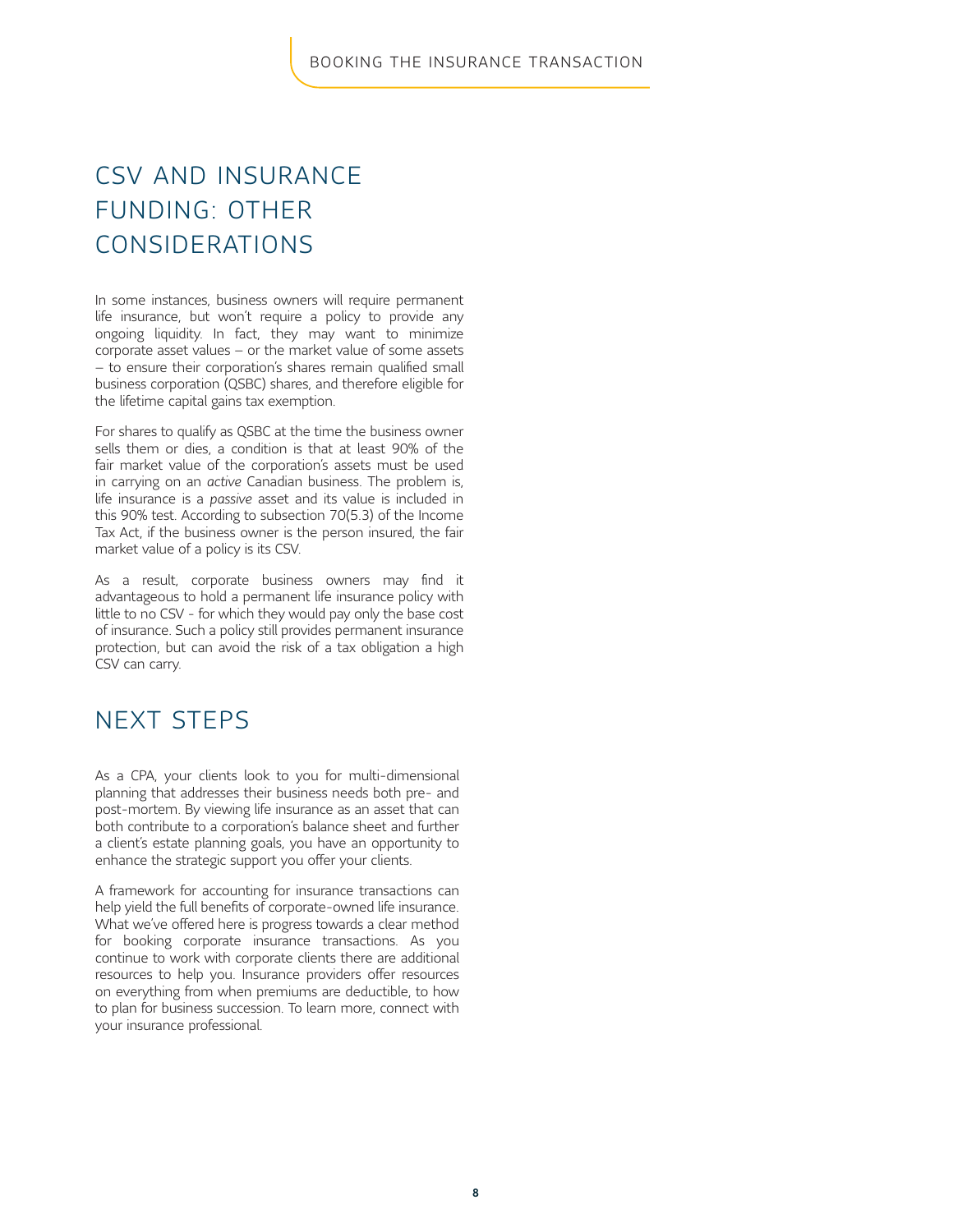## CSV AND INSURANCE FUNDING: OTHER CONSIDERATIONS

In some instances, business owners will require permanent life insurance, but won't require a policy to provide any ongoing liquidity. In fact, they may want to minimize corporate asset values – or the market value of some assets – to ensure their corporation's shares remain qualified small business corporation (QSBC) shares, and therefore eligible for the lifetime capital gains tax exemption.

For shares to qualify as QSBC at the time the business owner sells them or dies, a condition is that at least 90% of the fair market value of the corporation's assets must be used in carrying on an *active* Canadian business. The problem is, life insurance is a *passive* asset and its value is included in this 90% test. According to subsection 70(5.3) of the Income Tax Act, if the business owner is the person insured, the fair market value of a policy is its CSV.

As a result, corporate business owners may find it advantageous to hold a permanent life insurance policy with little to no CSV - for which they would pay only the base cost of insurance. Such a policy still provides permanent insurance protection, but can avoid the risk of a tax obligation a high CSV can carry.

## NEXT STEPS

As a CPA, your clients look to you for multi-dimensional planning that addresses their business needs both pre- and post-mortem. By viewing life insurance as an asset that can both contribute to a corporation's balance sheet and further a client's estate planning goals, you have an opportunity to enhance the strategic support you offer your clients.

A framework for accounting for insurance transactions can help yield the full benefits of corporate-owned life insurance. What we've offered here is progress towards a clear method for booking corporate insurance transactions. As you continue to work with corporate clients there are additional resources to help you. Insurance providers offer resources on everything from when premiums are deductible, to how to plan for business succession. To learn more, connect with your insurance professional.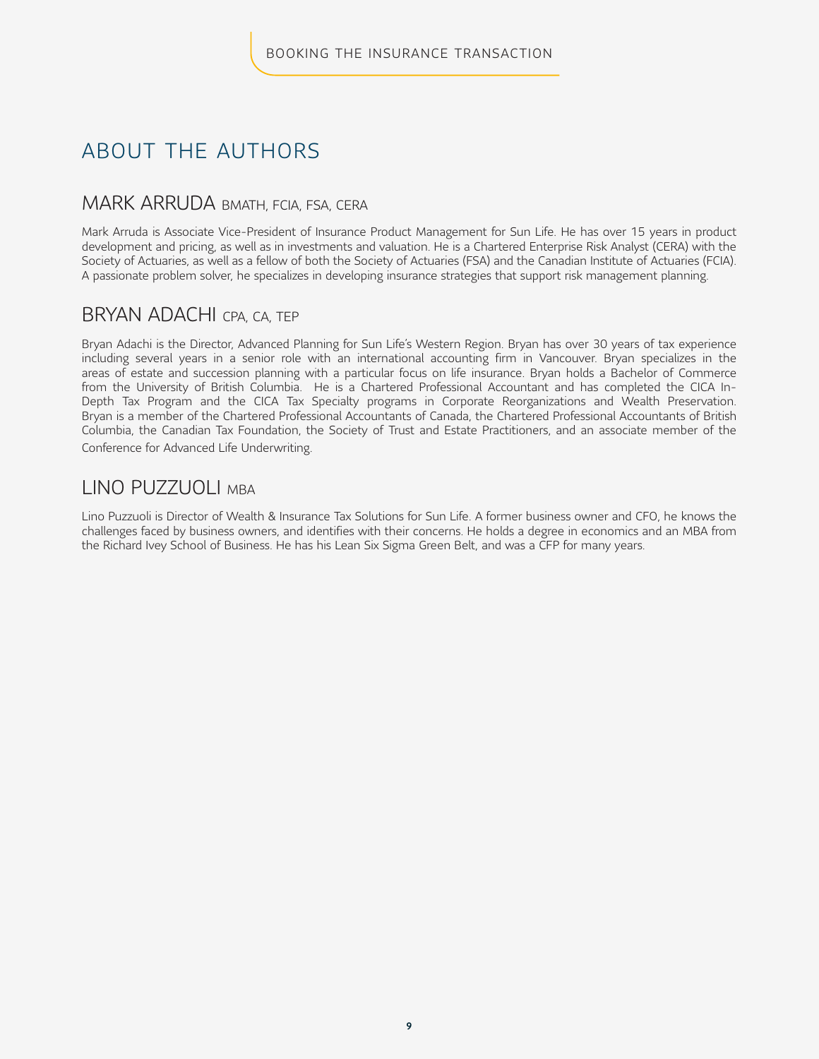# ABOUT THE AUTHORS

## MARK ARRUDA BMATH, FCIA, FSA, CERA

Mark Arruda is Associate Vice-President of Insurance Product Management for Sun Life. He has over 15 years in product development and pricing, as well as in investments and valuation. He is a Chartered Enterprise Risk Analyst (CERA) with the Society of Actuaries, as well as a fellow of both the Society of Actuaries (FSA) and the Canadian Institute of Actuaries (FCIA). A passionate problem solver, he specializes in developing insurance strategies that support risk management planning.

## BRYAN ADACHI CPA, CA, TEP

Bryan Adachi is the Director, Advanced Planning for Sun Life's Western Region. Bryan has over 30 years of tax experience including several years in a senior role with an international accounting firm in Vancouver. Bryan specializes in the areas of estate and succession planning with a particular focus on life insurance. Bryan holds a Bachelor of Commerce from the University of British Columbia. He is a Chartered Professional Accountant and has completed the CICA In-Depth Tax Program and the CICA Tax Specialty programs in Corporate Reorganizations and Wealth Preservation. Bryan is a member of the Chartered Professional Accountants of Canada, the Chartered Professional Accountants of British Columbia, the Canadian Tax Foundation, the Society of Trust and Estate Practitioners, and an associate member of the Conference for Advanced Life Underwriting.

## LINO PUZZUOLI MBA

Lino Puzzuoli is Director of Wealth & Insurance Tax Solutions for Sun Life. A former business owner and CFO, he knows the challenges faced by business owners, and identifies with their concerns. He holds a degree in economics and an MBA from the Richard Ivey School of Business. He has his Lean Six Sigma Green Belt, and was a CFP for many years.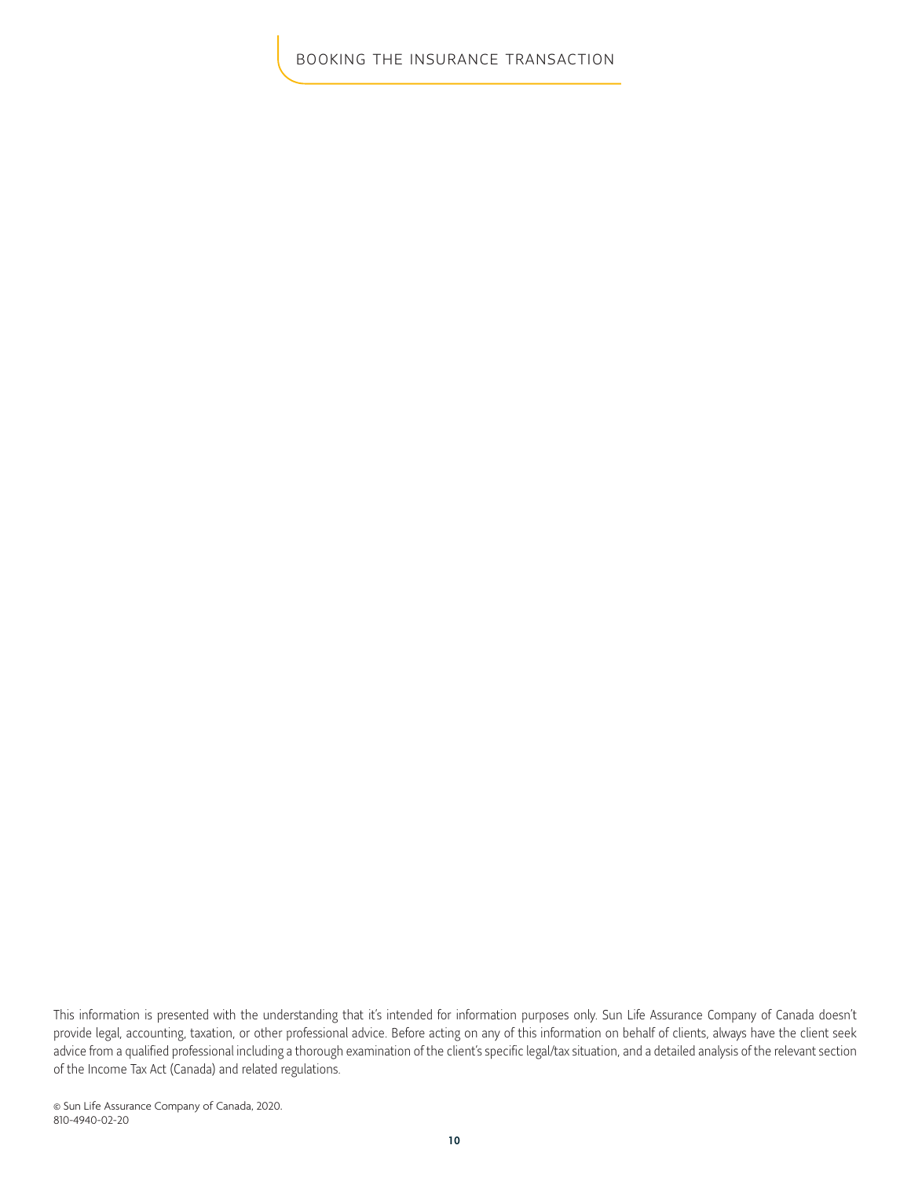This information is presented with the understanding that it's intended for information purposes only. Sun Life Assurance Company of Canada doesn't provide legal, accounting, taxation, or other professional advice. Before acting on any of this information on behalf of clients, always have the client seek advice from a qualified professional including a thorough examination of the client's specific legal/tax situation, and a detailed analysis of the relevant section of the Income Tax Act (Canada) and related regulations.

© Sun Life Assurance Company of Canada, 2020.
810-4940-02-20